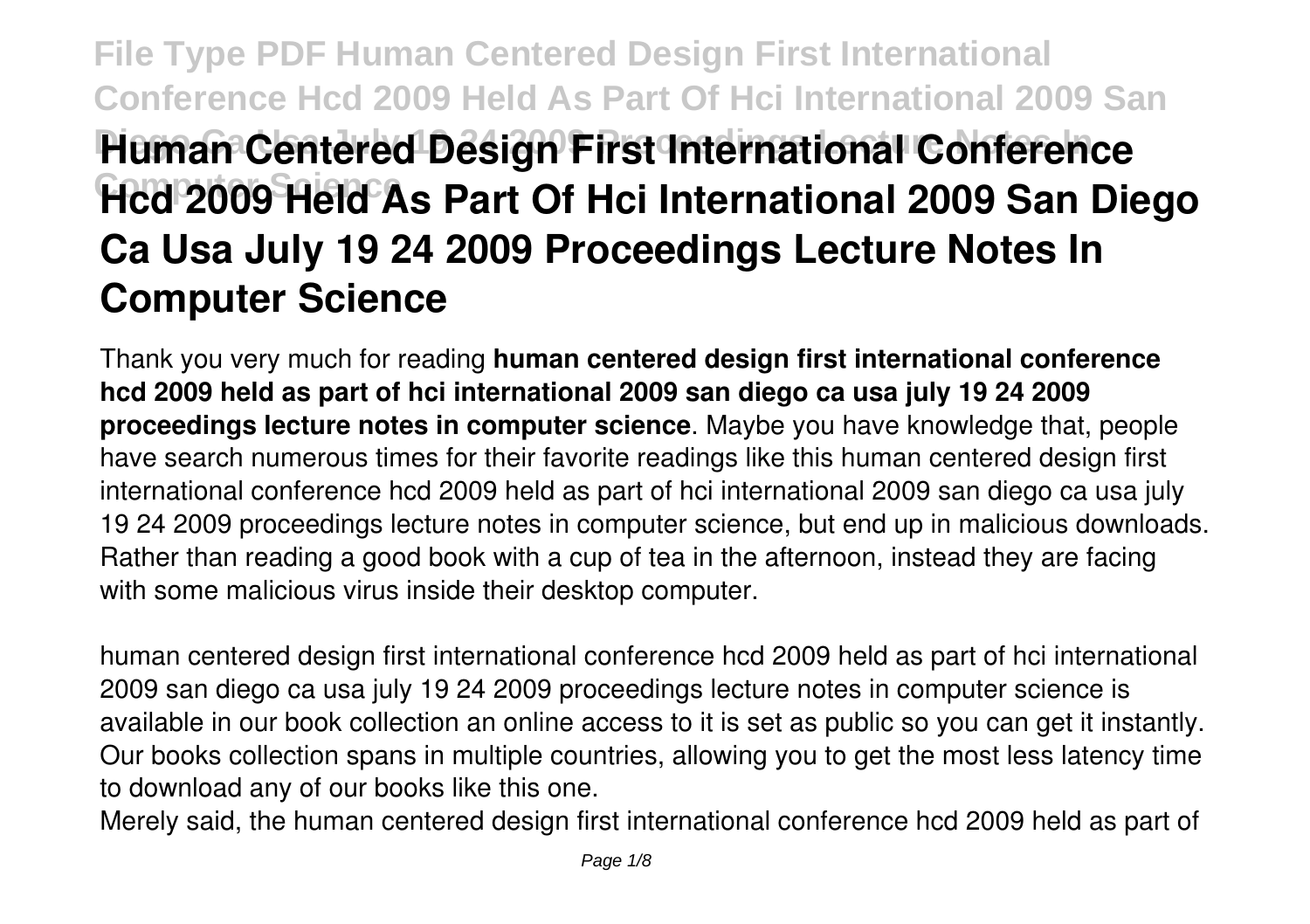# Human Centered Design First International Conference Hcd 2009 Held As Part Of Hci International 2009 San Diego Ca Usa July 19 24 2009 Proceedings Lecture Notes In Computer Science

Thank you very much for reading **human centered design first international conference hcd 2009 held as part of hci international 2009 san diego ca usa july 19 24 2009 proceedings lecture notes in computer science**. Maybe you have knowledge that, people have search numerous times for their favorite readings like this human centered design first international conference hcd 2009 held as part of hci international 2009 san diego ca usa july 19 24 2009 proceedings lecture notes in computer science, but end up in malicious downloads. Rather than reading a good book with a cup of tea in the afternoon, instead they are facing with some malicious virus inside their desktop computer.

human centered design first international conference hcd 2009 held as part of hci international 2009 san diego ca usa july 19 24 2009 proceedings lecture notes in computer science is available in our book collection an online access to it is set as public so you can get it instantly. Our books collection spans in multiple countries, allowing you to get the most less latency time to download any of our books like this one.

Merely said, the human centered design first international conference hcd 2009 held as part of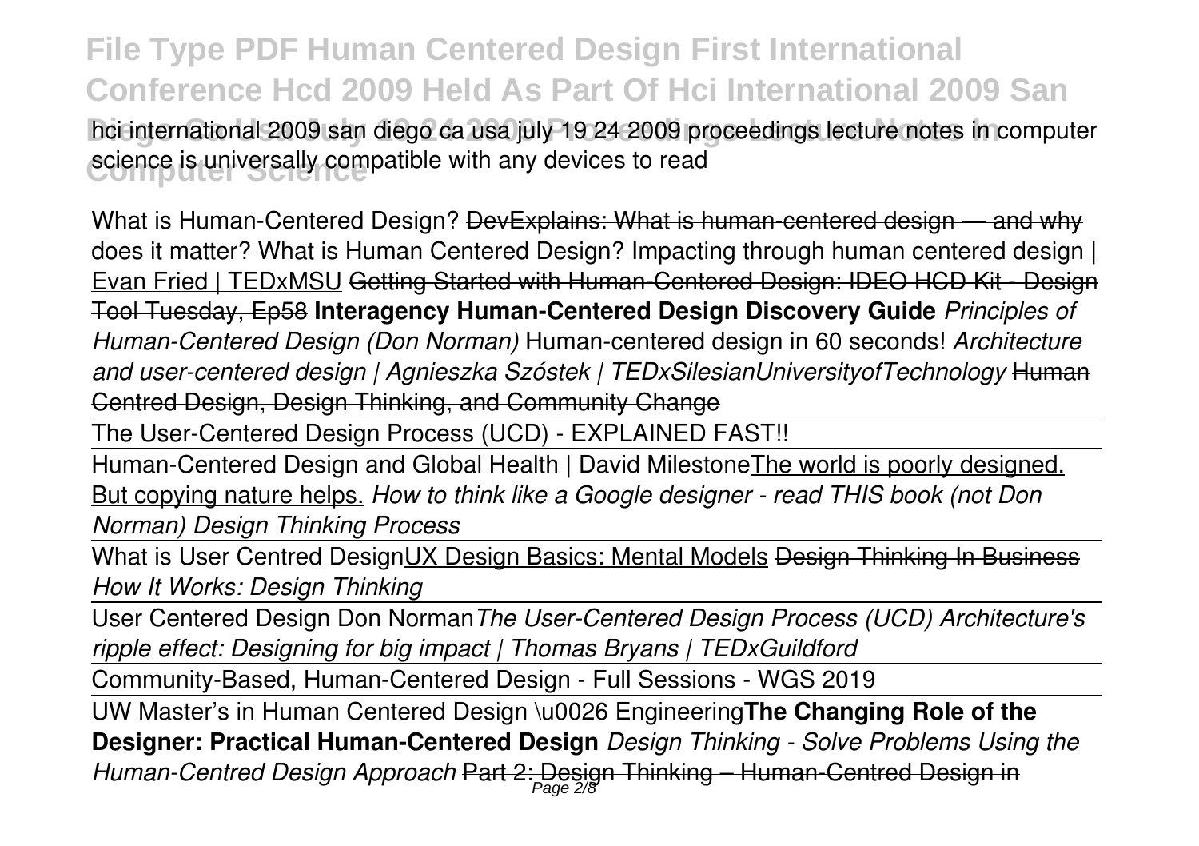hci international 2009 san diego ca usa july 19 24 2009 proceedings lecture notes in computer science is universally compatible with any devices to read

What is Human-Centered Design? ~~DevExplains: What is human-centered design — and why does it matter?~~ ~~What is Human Centered Design?~~ Impacting through human centered design | Evan Fried | TEDxMSU ~~Getting Started with Human-Centered Design: IDEO HCD Kit - Design Tool Tuesday, Ep58~~ **Interagency Human-Centered Design Discovery Guide** *Principles of Human-Centered Design (Don Norman)* Human-centered design in 60 seconds! *Architecture and user-centered design | Agnieszka Szóstek | TEDxSilesianUniversityofTechnology* ~~Human Centred Design, Design Thinking, and Community Change~~

The User-Centered Design Process (UCD) - EXPLAINED FAST!!

Human-Centered Design and Global Health | David Milestone The world is poorly designed. But copying nature helps. *How to think like a Google designer - read THIS book (not Don Norman) Design Thinking Process*

What is User Centred Design UX Design Basics: Mental Models ~~Design Thinking In Business~~ *How It Works: Design Thinking*

User Centered Design Don Norman *The User-Centered Design Process (UCD) Architecture's ripple effect: Designing for big impact | Thomas Bryans | TEDxGuildford*

Community-Based, Human-Centered Design - Full Sessions - WGS 2019

UW Master's in Human Centered Design \u0026 Engineering **The Changing Role of the Designer: Practical Human-Centered Design** *Design Thinking - Solve Problems Using the Human-Centred Design Approach* ~~Part 2: Design Thinking – Human-Centred Design in~~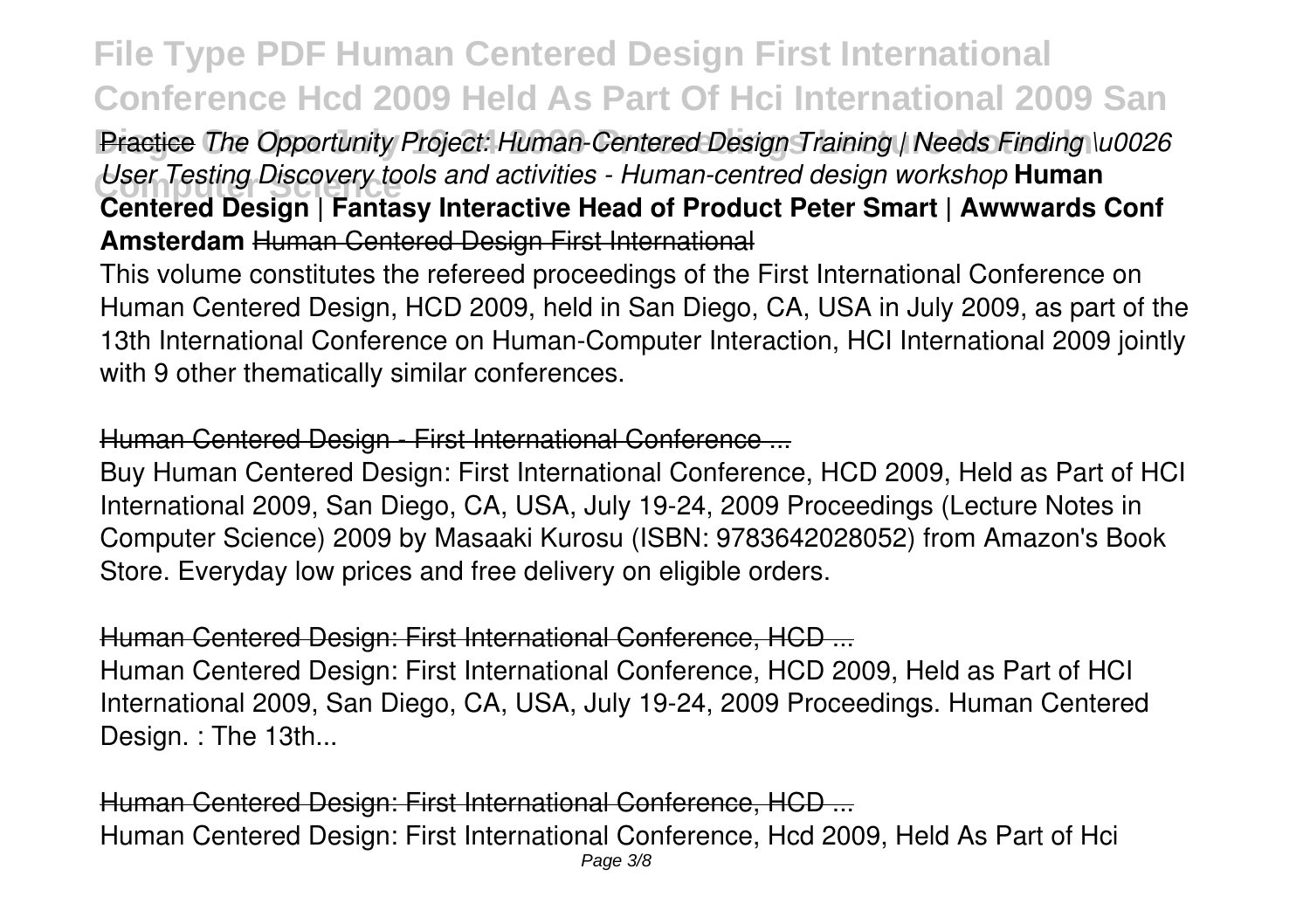Practice *The Opportunity Project: Human-Centered Design Training | Needs Finding \u0026 User Testing Discovery tools and activities - Human-centred design workshop* **Human Centered Design | Fantasy Interactive Head of Product Peter Smart | Awwwards Conf Amsterdam** ~~Human Centered Design First International~~

This volume constitutes the refereed proceedings of the First International Conference on Human Centered Design, HCD 2009, held in San Diego, CA, USA in July 2009, as part of the 13th International Conference on Human-Computer Interaction, HCI International 2009 jointly with 9 other thematically similar conferences.

Human Centered Design - First International Conference ...

Buy Human Centered Design: First International Conference, HCD 2009, Held as Part of HCI International 2009, San Diego, CA, USA, July 19-24, 2009 Proceedings (Lecture Notes in Computer Science) 2009 by Masaaki Kurosu (ISBN: 9783642028052) from Amazon's Book Store. Everyday low prices and free delivery on eligible orders.

Human Centered Design: First International Conference, HCD ...

Human Centered Design: First International Conference, HCD 2009, Held as Part of HCI International 2009, San Diego, CA, USA, July 19-24, 2009 Proceedings. Human Centered Design. : The 13th...

Human Centered Design: First International Conference, HCD ...

Human Centered Design: First International Conference, Hcd 2009, Held As Part of Hci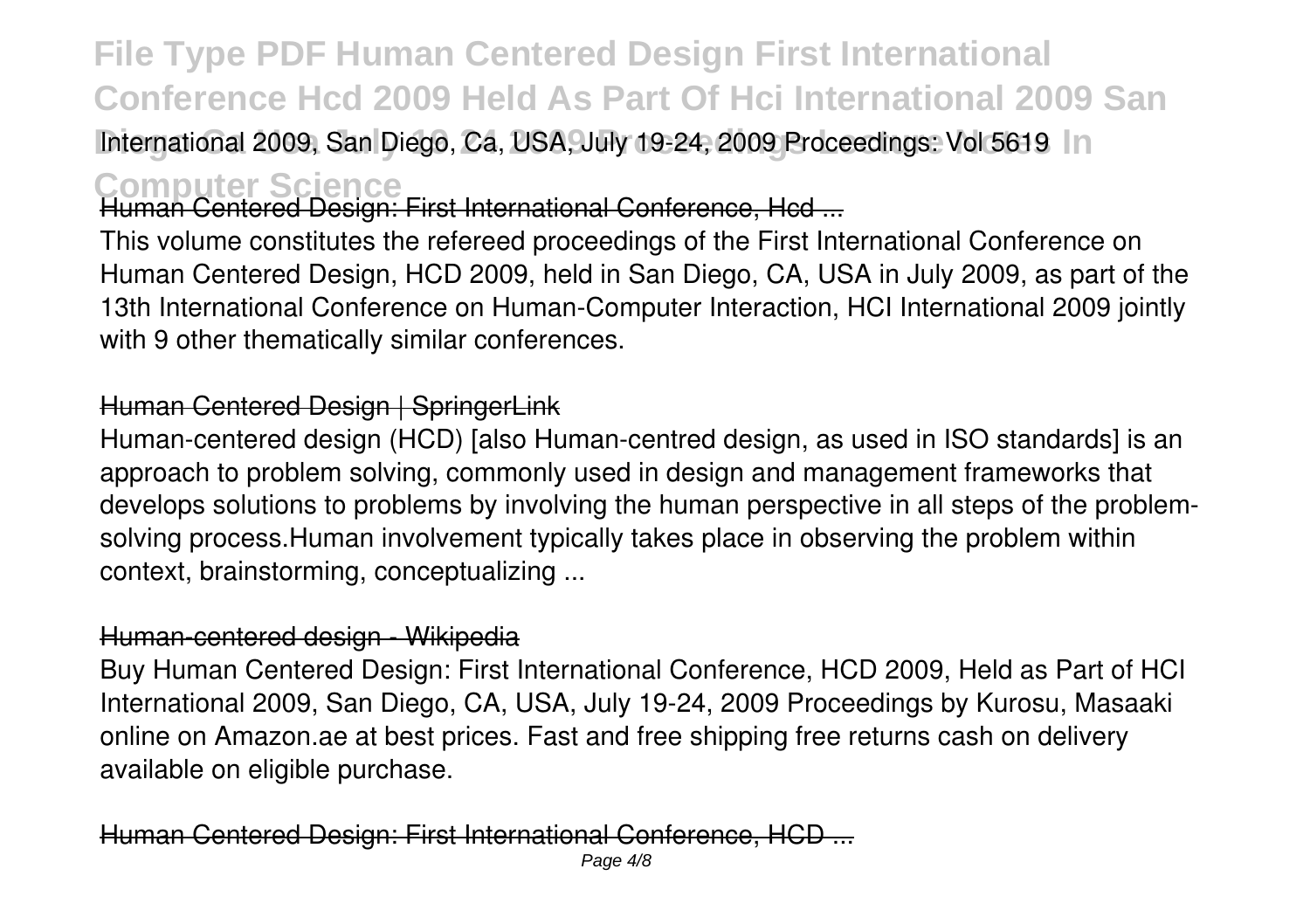International 2009, San Diego, Ca, USA, July 19-24, 2009 Proceedings: Vol 5619 In Computer Science

## Human Centered Design: First International Conference, Hcd ...

This volume constitutes the refereed proceedings of the First International Conference on Human Centered Design, HCD 2009, held in San Diego, CA, USA in July 2009, as part of the 13th International Conference on Human-Computer Interaction, HCI International 2009 jointly with 9 other thematically similar conferences.

## Human Centered Design | SpringerLink

Human-centered design (HCD) [also Human-centred design, as used in ISO standards] is an approach to problem solving, commonly used in design and management frameworks that develops solutions to problems by involving the human perspective in all steps of the problem-solving process.Human involvement typically takes place in observing the problem within context, brainstorming, conceptualizing ...

## Human-centered design - Wikipedia

Buy Human Centered Design: First International Conference, HCD 2009, Held as Part of HCI International 2009, San Diego, CA, USA, July 19-24, 2009 Proceedings by Kurosu, Masaaki online on Amazon.ae at best prices. Fast and free shipping free returns cash on delivery available on eligible purchase.

## Human Centered Design: First International Conference, HCD ...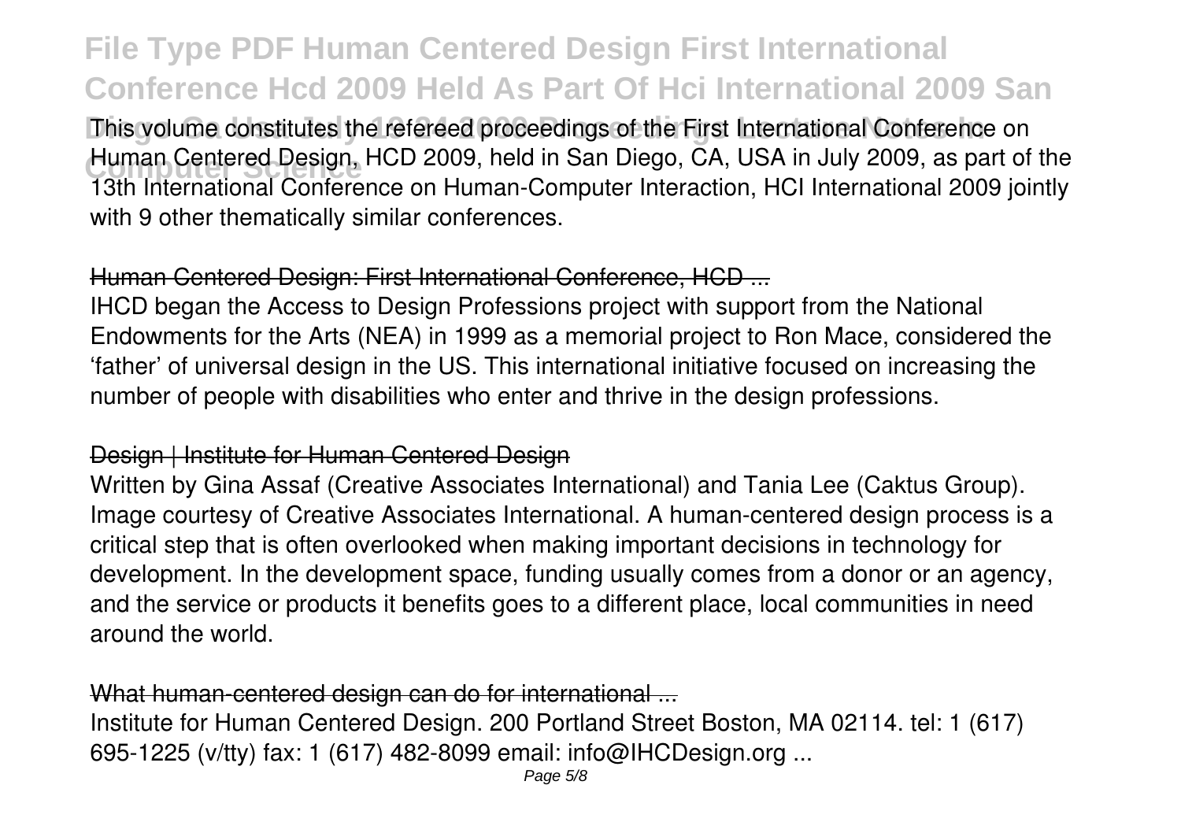This volume constitutes the refereed proceedings of the First International Conference on Human Centered Design, HCD 2009, held in San Diego, CA, USA in July 2009, as part of the 13th International Conference on Human-Computer Interaction, HCI International 2009 jointly with 9 other thematically similar conferences.

## Human Centered Design: First International Conference, HCD ...

IHCD began the Access to Design Professions project with support from the National Endowments for the Arts (NEA) in 1999 as a memorial project to Ron Mace, considered the 'father' of universal design in the US. This international initiative focused on increasing the number of people with disabilities who enter and thrive in the design professions.

## Design | Institute for Human Centered Design

Written by Gina Assaf (Creative Associates International) and Tania Lee (Caktus Group). Image courtesy of Creative Associates International. A human-centered design process is a critical step that is often overlooked when making important decisions in technology for development. In the development space, funding usually comes from a donor or an agency, and the service or products it benefits goes to a different place, local communities in need around the world.

## What human-centered design can do for international ...

Institute for Human Centered Design. 200 Portland Street Boston, MA 02114. tel: 1 (617) 695-1225 (v/tty) fax: 1 (617) 482-8099 email: info@IHCDesign.org ...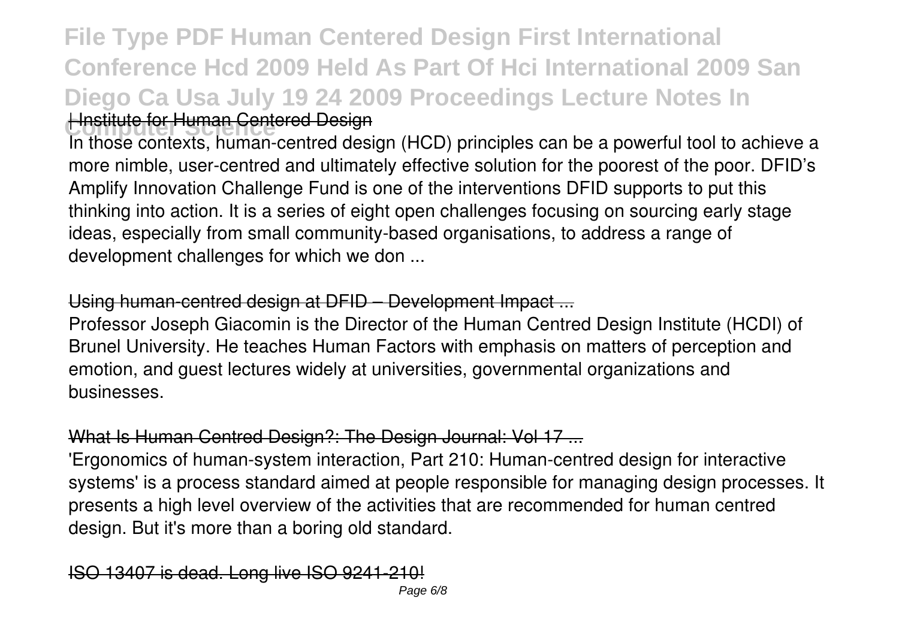| Institute for Human Centered Design

In those contexts, human-centred design (HCD) principles can be a powerful tool to achieve a more nimble, user-centred and ultimately effective solution for the poorest of the poor. DFID's Amplify Innovation Challenge Fund is one of the interventions DFID supports to put this thinking into action. It is a series of eight open challenges focusing on sourcing early stage ideas, especially from small community-based organisations, to address a range of development challenges for which we don ...

## Using human-centred design at DFID – Development Impact ...

Professor Joseph Giacomin is the Director of the Human Centred Design Institute (HCDI) of Brunel University. He teaches Human Factors with emphasis on matters of perception and emotion, and guest lectures widely at universities, governmental organizations and businesses.

## What Is Human Centred Design?: The Design Journal: Vol 17 ...

'Ergonomics of human-system interaction, Part 210: Human-centred design for interactive systems' is a process standard aimed at people responsible for managing design processes. It presents a high level overview of the activities that are recommended for human centred design. But it's more than a boring old standard.

## ISO 13407 is dead. Long live ISO 9241-210!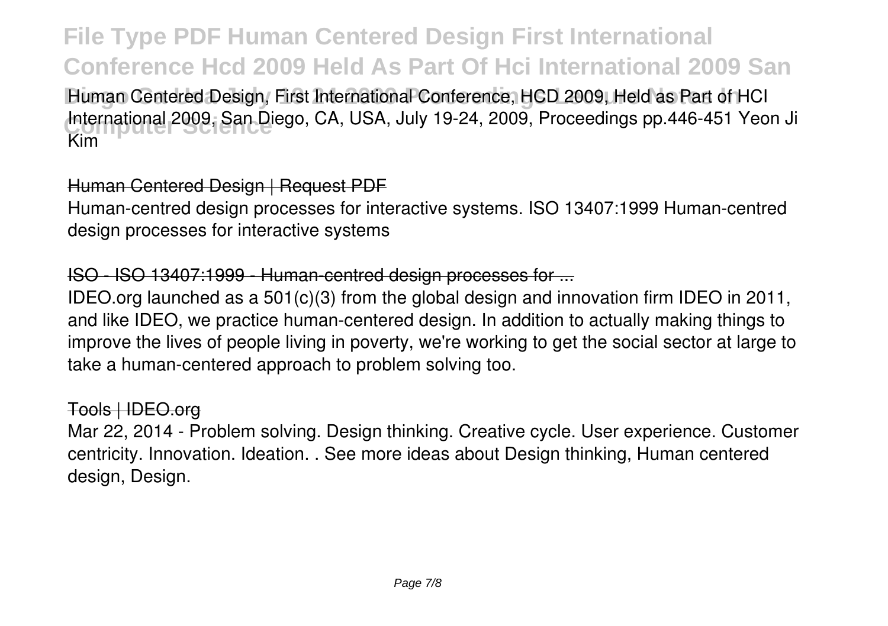Human Centered Design, First International Conference, HCD 2009, Held as Part of HCI International 2009, San Diego, CA, USA, July 19-24, 2009, Proceedings pp.446-451 Yeon Ji Kim

## Human Centered Design | Request PDF

Human-centred design processes for interactive systems. ISO 13407:1999 Human-centred design processes for interactive systems

## ISO - ISO 13407:1999 - Human-centred design processes for ...

IDEO.org launched as a 501(c)(3) from the global design and innovation firm IDEO in 2011, and like IDEO, we practice human-centered design. In addition to actually making things to improve the lives of people living in poverty, we're working to get the social sector at large to take a human-centered approach to problem solving too.

## Tools | IDEO.org

Mar 22, 2014 - Problem solving. Design thinking. Creative cycle. User experience. Customer centricity. Innovation. Ideation. . See more ideas about Design thinking, Human centered design, Design.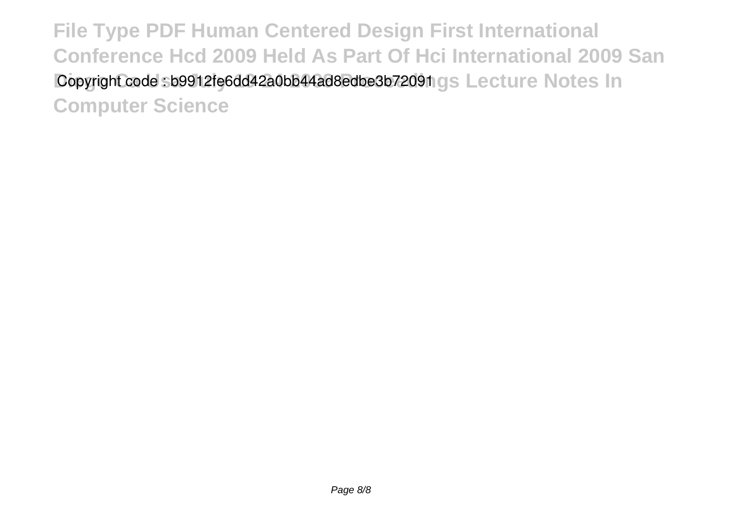Copyright code : b9912fe6dd42a0bb44ad8edbe3b72091